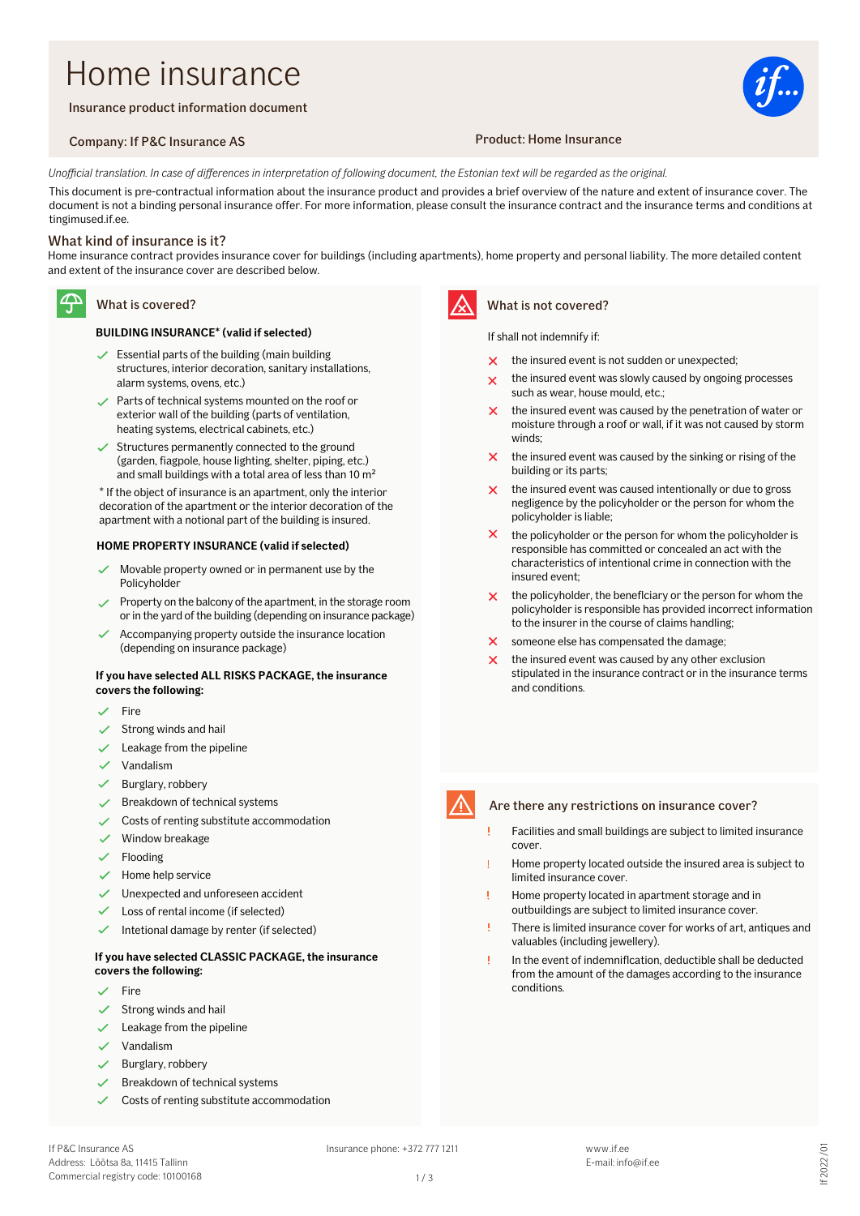# Home insurance

Insurance product information document

Company: If P&C Insurance AS

Product: Home Insurance

*Unofficial translation. In case of differences in interpretation of following document, the Estonian text will be regarded as the original.*

This document is pre-contractual information about the insurance product and provides a brief overview of the nature and extent of insurance cover. The document is not a binding personal insurance offer. For more information, please consult the insurance contract and the insurance terms and conditions at tingimused.if.ee.

## What kind of insurance is it?

Home insurance contract provides insurance cover for buildings (including apartments), home property and personal liability. The more detailed content and extent of the insurance cover are described below.

## What is covered?

**BUILDING INSURANCE* (valid if selected)**

- ✓ Essential parts of the building (main building structures, interior decoration, sanitary installations, alarm systems, ovens, etc.)
- ✓ Parts of technical systems mounted on the roof or exterior wall of the building (parts of ventilation, heating systems, electrical cabinets, etc.)
- ✓ Structures permanently connected to the ground (garden, fiagpole, house lighting, shelter, piping, etc.) and small buildings with a total area of less than 10 m²

* If the object of insurance is an apartment, only the interior decoration of the apartment or the interior decoration of the apartment with a notional part of the building is insured.

**HOME PROPERTY INSURANCE (valid if selected)**

- ✓ Movable property owned or in permanent use by the Policyholder
- ✓ Property on the balcony of the apartment, in the storage room or in the yard of the building (depending on insurance package)
- ✓ Accompanying property outside the insurance location (depending on insurance package)

**If you have selected ALL RISKS PACKAGE, the insurance covers the following:**

- ✓ Fire
- ✓ Strong winds and hail
- ✓ Leakage from the pipeline
- ✓ Vandalism
- ✓ Burglary, robbery
- ✓ Breakdown of technical systems
- ✓ Costs of renting substitute accommodation
- ✓ Window breakage
- ✓ Flooding
- ✓ Home help service
- ✓ Unexpected and unforeseen accident
- ✓ Loss of rental income (if selected)
- ✓ Intetional damage by renter (if selected)

**If you have selected CLASSIC PACKAGE, the insurance covers the following:**

- ✓ Fire
- ✓ Strong winds and hail
- ✓ Leakage from the pipeline
- ✓ Vandalism
- ✓ Burglary, robbery
- ✓ Breakdown of technical systems
- ✓ Costs of renting substitute accommodation

## What is not covered?

If shall not indemnify if:

- ✗ the insured event is not sudden or unexpected;
- ✗ the insured event was slowly caused by ongoing processes such as wear, house mould, etc.;
- ✗ the insured event was caused by the penetration of water or moisture through a roof or wall, if it was not caused by storm winds;
- ✗ the insured event was caused by the sinking or rising of the building or its parts;
- ✗ the insured event was caused intentionally or due to gross negligence by the policyholder or the person for whom the policyholder is liable;
- ✗ the policyholder or the person for whom the policyholder is responsible has committed or concealed an act with the characteristics of intentional crime in connection with the insured event;
- ✗ the policyholder, the beneflciary or the person for whom the policyholder is responsible has provided incorrect information to the insurer in the course of claims handling;
- ✗ someone else has compensated the damage;
- ✗ the insured event was caused by any other exclusion stipulated in the insurance contract or in the insurance terms and conditions.

## Are there any restrictions on insurance cover?

- ! Facilities and small buildings are subject to limited insurance cover.
- ! Home property located outside the insured area is subject to limited insurance cover.
- ! Home property located in apartment storage and in outbuildings are subject to limited insurance cover.
- ! There is limited insurance cover for works of art, antiques and valuables (including jewellery).
- ! In the event of indemniflcation, deductible shall be deducted from the amount of the damages according to the insurance conditions.

If P&C Insurance AS
Address: Lõõtsa 8a, 11415 Tallinn
Commercial registry code: 10100168

Insurance phone: +372 777 1211

www.if.ee
E-mail: info@if.ee

If 2022/01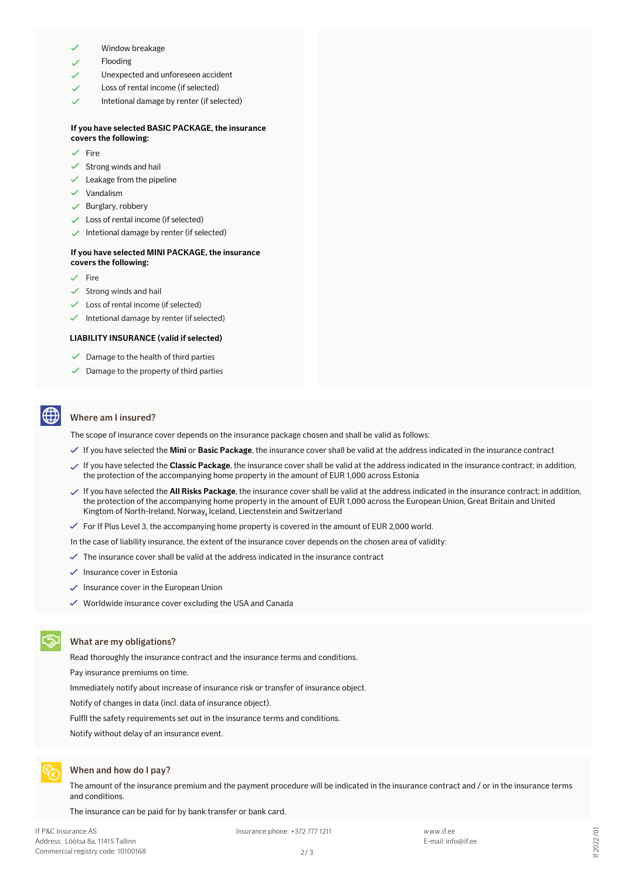- Window breakage
- Flooding
- Unexpected and unforeseen accident
- Loss of rental income (if selected)
- Intetional damage by renter (if selected)

**If you have selected BASIC PACKAGE, the insurance covers the following:**

- Fire
- Strong winds and hail
- Leakage from the pipeline
- Vandalism
- Burglary, robbery
- Loss of rental income (if selected)
- Intetional damage by renter (if selected)

**If you have selected MINI PACKAGE, the insurance covers the following:**

- Fire
- Strong winds and hail
- Loss of rental income (if selected)
- Intetional damage by renter (if selected)

**LIABILITY INSURANCE (valid if selected)**

- Damage to the health of third parties
- Damage to the property of third parties

## Where am I insured?

The scope of insurance cover depends on the insurance package chosen and shall be valid as follows:

- If you have selected the **Mini** or **Basic Package**, the insurance cover shall be valid at the address indicated in the insurance contract
- If you have selected the **Classic Package**, the insurance cover shall be valid at the address indicated in the insurance contract; in addition, the protection of the accompanying home property in the amount of EUR 1,000 across Estonia
- If you have selected the **All Risks Package**, the insurance cover shall be valid at the address indicated in the insurance contract; in addition, the protection of the accompanying home property in the amount of EUR 1,000 across the European Union, Great Britain and United Kingdom of North-Ireland, Norway, Iceland, Liectenstein and Switzerland
- For If Plus Level 3, the accompanying home property is covered in the amount of EUR 2,000 world.

In the case of liability insurance, the extent of the insurance cover depends on the chosen area of validity:

- The insurance cover shall be valid at the address indicated in the insurance contract
- Insurance cover in Estonia
- Insurance cover in the European Union
- Worldwide insurance cover excluding the USA and Canada

## What are my obligations?

Read thoroughly the insurance contract and the insurance terms and conditions.

Pay insurance premiums on time.

Immediately notify about increase of insurance risk or transfer of insurance object.

Notify of changes in data (incl. data of insurance object).

Fulfil the safety requirements set out in the insurance terms and conditions.

Notify without delay of an insurance event.

## When and how do I pay?

The amount of the insurance premium and the payment procedure will be indicated in the insurance contract and / or in the insurance terms and conditions.

The insurance can be paid for by bank transfer or bank card.

If P&C Insurance AS
Address: Lõõtsa 8a, 11415 Tallinn
Commercial registry code: 10100168

Insurance phone: +372 777 1211

www.if.ee
E-mail: info@if.ee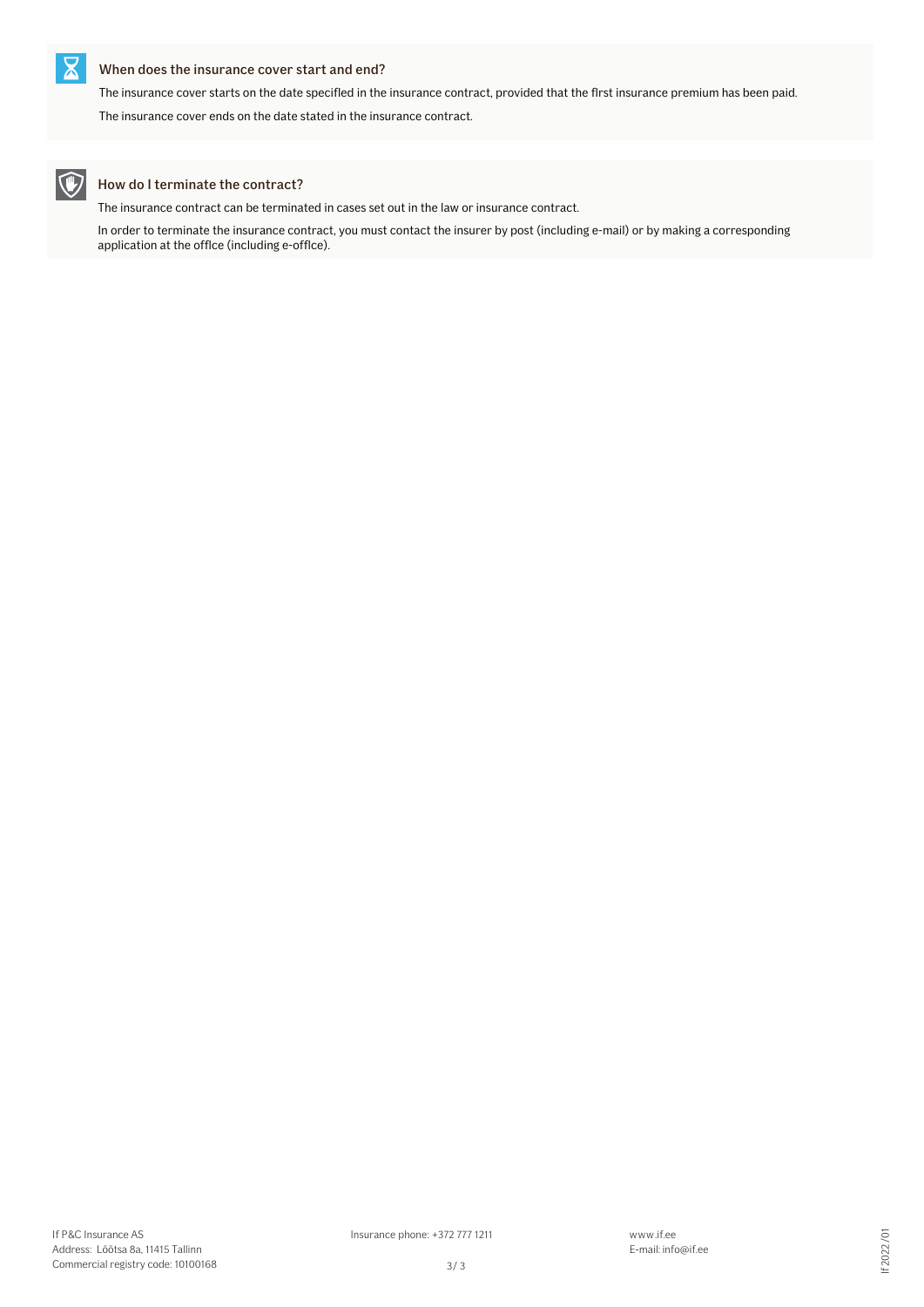### When does the insurance cover start and end?

The insurance cover starts on the date specified in the insurance contract, provided that the first insurance premium has been paid.

The insurance cover ends on the date stated in the insurance contract.

### How do I terminate the contract?

The insurance contract can be terminated in cases set out in the law or insurance contract.

In order to terminate the insurance contract, you must contact the insurer by post (including e-mail) or by making a corresponding application at the office (including e-office).

If P&C Insurance AS
Address: Lõõtsa 8a, 11415 Tallinn
Commercial registry code: 10100168

Insurance phone: +372 777 1211

www.if.ee
E-mail: info@if.ee

If 2022/01